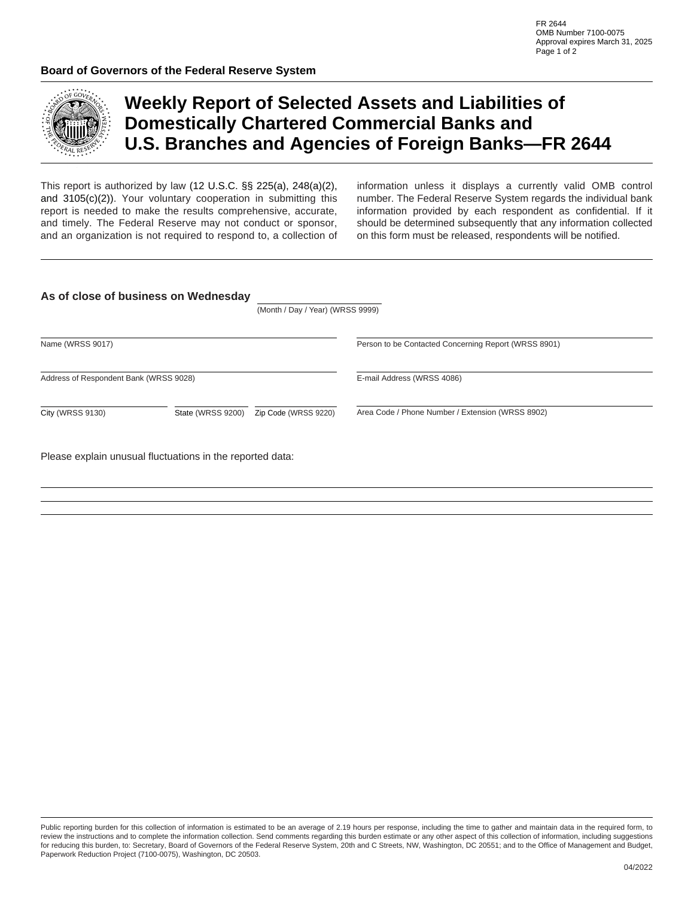FR 2644
OMB Number 7100-0075
Approval expires March 31, 2025

**Board of Governors of the Federal Reserve System**

# Weekly Report of Selected Assets and Liabilities of Domestically Chartered Commercial Banks and U.S. Branches and Agencies of Foreign Banks—FR 2644

This report is authorized by law (12 U.S.C. §§ 225(a), 248(a)(2), and 3105(c)(2)). Your voluntary cooperation in submitting this report is needed to make the results comprehensive, accurate, and timely. The Federal Reserve may not conduct or sponsor, and an organization is not required to respond to, a collection of information unless it displays a currently valid OMB control number. The Federal Reserve System regards the individual bank information provided by each respondent as confidential. If it should be determined subsequently that any information collected on this form must be released, respondents will be notified.

**As of close of business on Wednesday** ______________________
(Month / Day / Year) (WRSS 9999)

______________________________
Name (WRSS 9017)

______________________________
Address of Respondent Bank (WRSS 9028)

______________ ______________ ______________
City (WRSS 9130) State (WRSS 9200) Zip Code (WRSS 9220)

______________________________
Person to be Contacted Concerning Report (WRSS 8901)

______________________________
E-mail Address (WRSS 4086)

______________________________
Area Code / Phone Number / Extension (WRSS 8902)

Please explain unusual fluctuations in the reported data:

______________________________________________________________

______________________________________________________________

______________________________________________________________

Public reporting burden for this collection of information is estimated to be an average of 2.19 hours per response, including the time to gather and maintain data in the required form, to review the instructions and to complete the information collection. Send comments regarding this burden estimate or any other aspect of this collection of information, including suggestions for reducing this burden, to: Secretary, Board of Governors of the Federal Reserve System, 20th and C Streets, NW, Washington, DC 20551; and to the Office of Management and Budget, Paperwork Reduction Project (7100-0075), Washington, DC 20503.

04/2022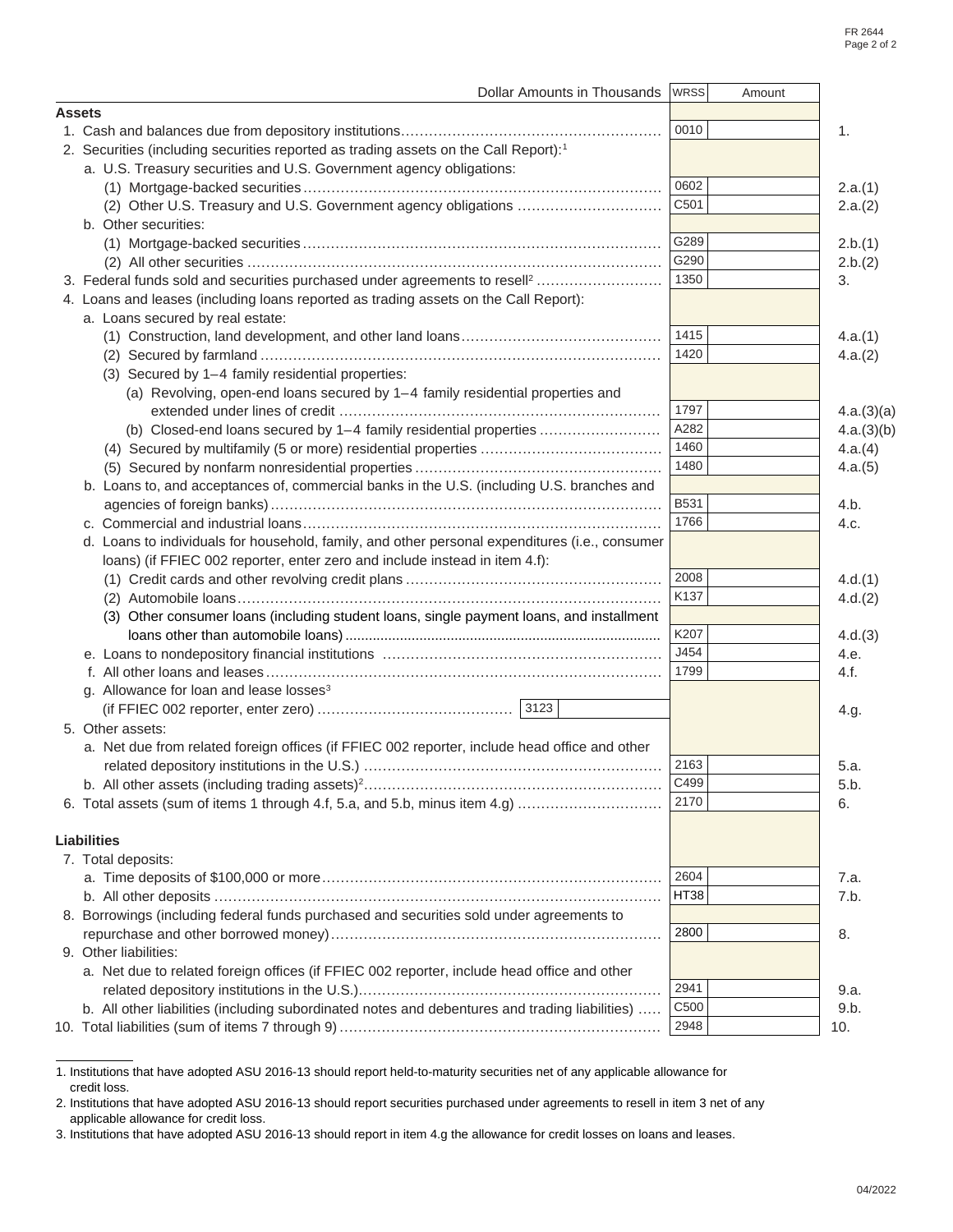| Dollar Amounts in Thousands | WRSS | Amount | |
|---|---|---|---|
| **Assets** | | | |
| 1. Cash and balances due from depository institutions | 0010 | | 1. |
| 2. Securities (including securities reported as trading assets on the Call Report):[1] | | | |
| a. U.S. Treasury securities and U.S. Government agency obligations: | | | |
| (1) Mortgage-backed securities | 0602 | | 2.a.(1) |
| (2) Other U.S. Treasury and U.S. Government agency obligations | C501 | | 2.a.(2) |
| b. Other securities: | | | |
| (1) Mortgage-backed securities | G289 | | 2.b.(1) |
| (2) All other securities | G290 | | 2.b.(2) |
| 3. Federal funds sold and securities purchased under agreements to resell[2] | 1350 | | 3. |
| 4. Loans and leases (including loans reported as trading assets on the Call Report): | | | |
| a. Loans secured by real estate: | | | |
| (1) Construction, land development, and other land loans | 1415 | | 4.a.(1) |
| (2) Secured by farmland | 1420 | | 4.a.(2) |
| (3) Secured by 1–4 family residential properties: | | | |
| (a) Revolving, open-end loans secured by 1–4 family residential properties and extended under lines of credit | 1797 | | 4.a.(3)(a) |
| (b) Closed-end loans secured by 1–4 family residential properties | A282 | | 4.a.(3)(b) |
| (4) Secured by multifamily (5 or more) residential properties | 1460 | | 4.a.(4) |
| (5) Secured by nonfarm nonresidential properties | 1480 | | 4.a.(5) |
| b. Loans to, and acceptances of, commercial banks in the U.S. (including U.S. branches and agencies of foreign banks) | B531 | | 4.b. |
| c. Commercial and industrial loans | 1766 | | 4.c. |
| d. Loans to individuals for household, family, and other personal expenditures (i.e., consumer loans) (if FFIEC 002 reporter, enter zero and include instead in item 4.f): | | | |
| (1) Credit cards and other revolving credit plans | 2008 | | 4.d.(1) |
| (2) Automobile loans | K137 | | 4.d.(2) |
| (3) Other consumer loans (including student loans, single payment loans, and installment loans other than automobile loans) | K207 | | 4.d.(3) |
| e. Loans to nondepository financial institutions | J454 | | 4.e. |
| f. All other loans and leases | 1799 | | 4.f. |
| g. Allowance for loan and lease losses[3] (if FFIEC 002 reporter, enter zero) 3123 | | | 4.g. |
| 5. Other assets: | | | |
| a. Net due from related foreign offices (if FFIEC 002 reporter, include head office and other related depository institutions in the U.S.) | 2163 | | 5.a. |
| b. All other assets (including trading assets)[2] | C499 | | 5.b. |
| 6. Total assets (sum of items 1 through 4.f, 5.a, and 5.b, minus item 4.g) | 2170 | | 6. |
| **Liabilities** | | | |
| 7. Total deposits: | | | |
| a. Time deposits of $100,000 or more | 2604 | | 7.a. |
| b. All other deposits | HT38 | | 7.b. |
| 8. Borrowings (including federal funds purchased and securities sold under agreements to repurchase and other borrowed money) | 2800 | | 8. |
| 9. Other liabilities: | | | |
| a. Net due to related foreign offices (if FFIEC 002 reporter, include head office and other related depository institutions in the U.S.) | 2941 | | 9.a. |
| b. All other liabilities (including subordinated notes and debentures and trading liabilities) | C500 | | 9.b. |
| 10. Total liabilities (sum of items 7 through 9) | 2948 | | 10. |

1. Institutions that have adopted ASU 2016-13 should report held-to-maturity securities net of any applicable allowance for credit loss.
2. Institutions that have adopted ASU 2016-13 should report securities purchased under agreements to resell in item 3 net of any applicable allowance for credit loss.
3. Institutions that have adopted ASU 2016-13 should report in item 4.g the allowance for credit losses on loans and leases.